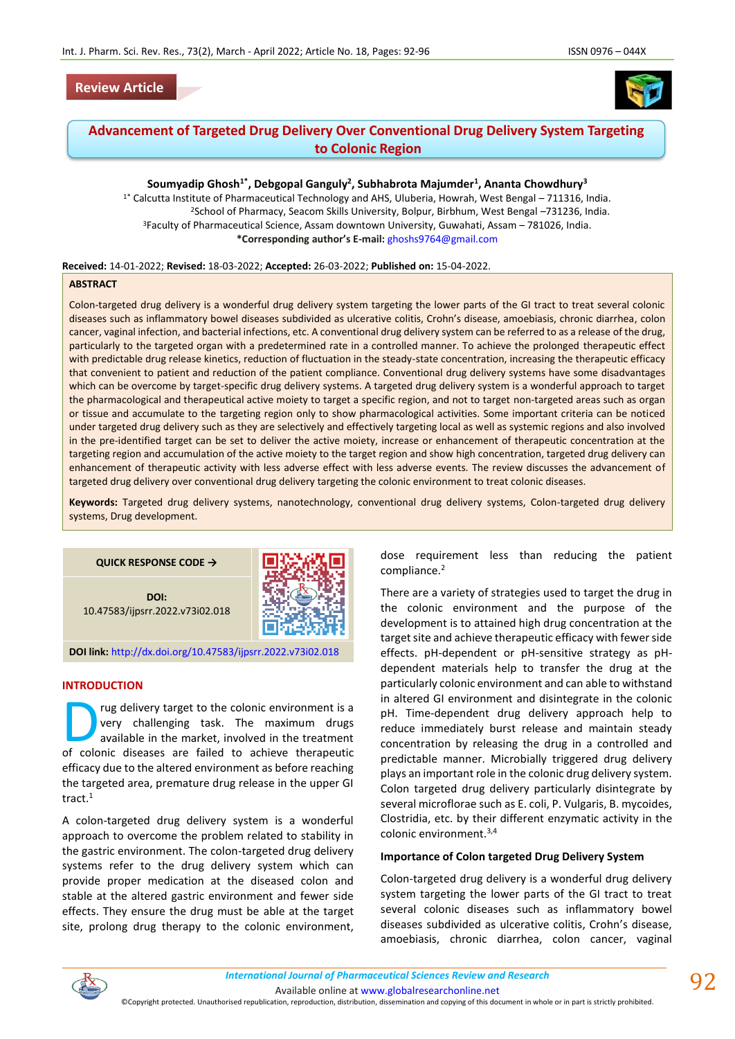**Review Article**

# Advancement of Targeted Drug Delivery Over Conventional Drug Delivery System Targeting to Colonic Region

**Soumyadip Ghosh[1*], Debgopal Ganguly[2], Subhabrota Majumder[1], Ananta Chowdhury[3]**

[1*] Calcutta Institute of Pharmaceutical Technology and AHS, Uluberia, Howrah, West Bengal – 711316, India.
[2]School of Pharmacy, Seacom Skills University, Bolpur, Birbhum, West Bengal –731236, India.
[3]Faculty of Pharmaceutical Science, Assam downtown University, Guwahati, Assam – 781026, India.
**\*Corresponding author's E-mail:** ghoshs9764@gmail.com

**Received:** 14-01-2022; **Revised:** 18-03-2022; **Accepted:** 26-03-2022; **Published on:** 15-04-2022.

## ABSTRACT

Colon-targeted drug delivery is a wonderful drug delivery system targeting the lower parts of the GI tract to treat several colonic diseases such as inflammatory bowel diseases subdivided as ulcerative colitis, Crohn's disease, amoebiasis, chronic diarrhea, colon cancer, vaginal infection, and bacterial infections, etc. A conventional drug delivery system can be referred to as a release of the drug, particularly to the targeted organ with a predetermined rate in a controlled manner. To achieve the prolonged therapeutic effect with predictable drug release kinetics, reduction of fluctuation in the steady-state concentration, increasing the therapeutic efficacy that convenient to patient and reduction of the patient compliance. Conventional drug delivery systems have some disadvantages which can be overcome by target-specific drug delivery systems. A targeted drug delivery system is a wonderful approach to target the pharmacological and therapeutical active moiety to target a specific region, and not to target non-targeted areas such as organ or tissue and accumulate to the targeting region only to show pharmacological activities. Some important criteria can be noticed under targeted drug delivery such as they are selectively and effectively targeting local as well as systemic regions and also involved in the pre-identified target can be set to deliver the active moiety, increase or enhancement of therapeutic concentration at the targeting region and accumulation of the active moiety to the target region and show high concentration, targeted drug delivery can enhancement of therapeutic activity with less adverse effect with less adverse events. The review discusses the advancement of targeted drug delivery over conventional drug delivery targeting the colonic environment to treat colonic diseases.

**Keywords:** Targeted drug delivery systems, nanotechnology, conventional drug delivery systems, Colon-targeted drug delivery systems, Drug development.

**QUICK RESPONSE CODE →**

**DOI:** 10.47583/ijpsrr.2022.v73i02.018

**DOI link:** http://dx.doi.org/10.47583/ijpsrr.2022.v73i02.018

## INTRODUCTION

Drug delivery target to the colonic environment is a very challenging task. The maximum drugs available in the market, involved in the treatment of colonic diseases are failed to achieve therapeutic efficacy due to the altered environment as before reaching the targeted area, premature drug release in the upper GI tract.[1]

A colon-targeted drug delivery system is a wonderful approach to overcome the problem related to stability in the gastric environment. The colon-targeted drug delivery systems refer to the drug delivery system which can provide proper medication at the diseased colon and stable at the altered gastric environment and fewer side effects. They ensure the drug must be able at the target site, prolong drug therapy to the colonic environment, dose requirement less than reducing the patient compliance.[2]

There are a variety of strategies used to target the drug in the colonic environment and the purpose of the development is to attained high drug concentration at the target site and achieve therapeutic efficacy with fewer side effects. pH-dependent or pH-sensitive strategy as pH-dependent materials help to transfer the drug at the particularly colonic environment and can able to withstand in altered GI environment and disintegrate in the colonic pH. Time-dependent drug delivery approach help to reduce immediately burst release and maintain steady concentration by releasing the drug in a controlled and predictable manner. Microbially triggered drug delivery plays an important role in the colonic drug delivery system. Colon targeted drug delivery particularly disintegrate by several microflorae such as E. coli, P. Vulgaris, B. mycoides, Clostridia, etc. by their different enzymatic activity in the colonic environment.[3,4]

### Importance of Colon targeted Drug Delivery System

Colon-targeted drug delivery is a wonderful drug delivery system targeting the lower parts of the GI tract to treat several colonic diseases such as inflammatory bowel diseases subdivided as ulcerative colitis, Crohn's disease, amoebiasis, chronic diarrhea, colon cancer, vaginal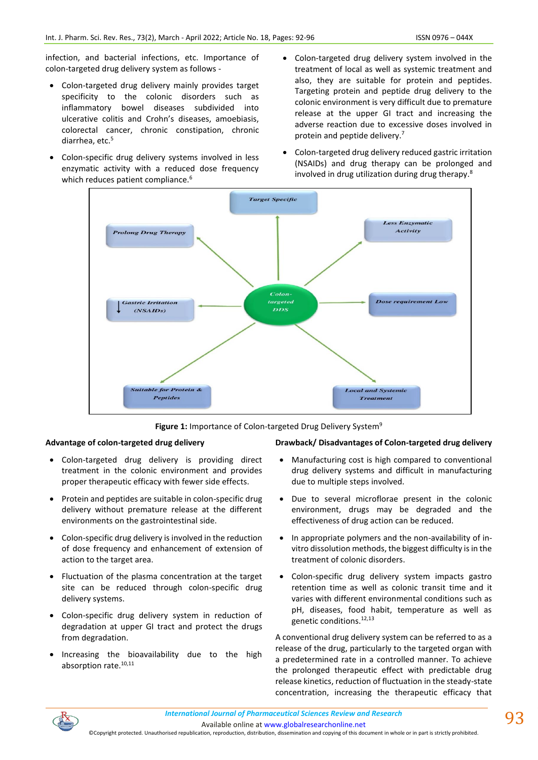infection, and bacterial infections, etc. Importance of colon-targeted drug delivery system as follows -

- Colon-targeted drug delivery mainly provides target specificity to the colonic disorders such as inflammatory bowel diseases subdivided into ulcerative colitis and Crohn's diseases, amoebiasis, colorectal cancer, chronic constipation, chronic diarrhea, etc.[5]
- Colon-specific drug delivery systems involved in less enzymatic activity with a reduced dose frequency which reduces patient compliance.[6]
- Colon-targeted drug delivery system involved in the treatment of local as well as systemic treatment and also, they are suitable for protein and peptides. Targeting protein and peptide drug delivery to the colonic environment is very difficult due to premature release at the upper GI tract and increasing the adverse reaction due to excessive doses involved in protein and peptide delivery.[7]
- Colon-targeted drug delivery reduced gastric irritation (NSAIDs) and drug therapy can be prolonged and involved in drug utilization during drug therapy.[8]

Figure 1: Importance of Colon-targeted Drug Delivery System[9]

### Advantage of colon-targeted drug delivery

- Colon-targeted drug delivery is providing direct treatment in the colonic environment and provides proper therapeutic efficacy with fewer side effects.
- Protein and peptides are suitable in colon-specific drug delivery without premature release at the different environments on the gastrointestinal side.
- Colon-specific drug delivery is involved in the reduction of dose frequency and enhancement of extension of action to the target area.
- Fluctuation of the plasma concentration at the target site can be reduced through colon-specific drug delivery systems.
- Colon-specific drug delivery system in reduction of degradation at upper GI tract and protect the drugs from degradation.
- Increasing the bioavailability due to the high absorption rate.[10,11]

### Drawback/ Disadvantages of Colon-targeted drug delivery

- Manufacturing cost is high compared to conventional drug delivery systems and difficult in manufacturing due to multiple steps involved.
- Due to several microflorae present in the colonic environment, drugs may be degraded and the effectiveness of drug action can be reduced.
- In appropriate polymers and the non-availability of in-vitro dissolution methods, the biggest difficulty is in the treatment of colonic disorders.
- Colon-specific drug delivery system impacts gastro retention time as well as colonic transit time and it varies with different environmental conditions such as pH, diseases, food habit, temperature as well as genetic conditions.[12,13]

A conventional drug delivery system can be referred to as a release of the drug, particularly to the targeted organ with a predetermined rate in a controlled manner. To achieve the prolonged therapeutic effect with predictable drug release kinetics, reduction of fluctuation in the steady-state concentration, increasing the therapeutic efficacy that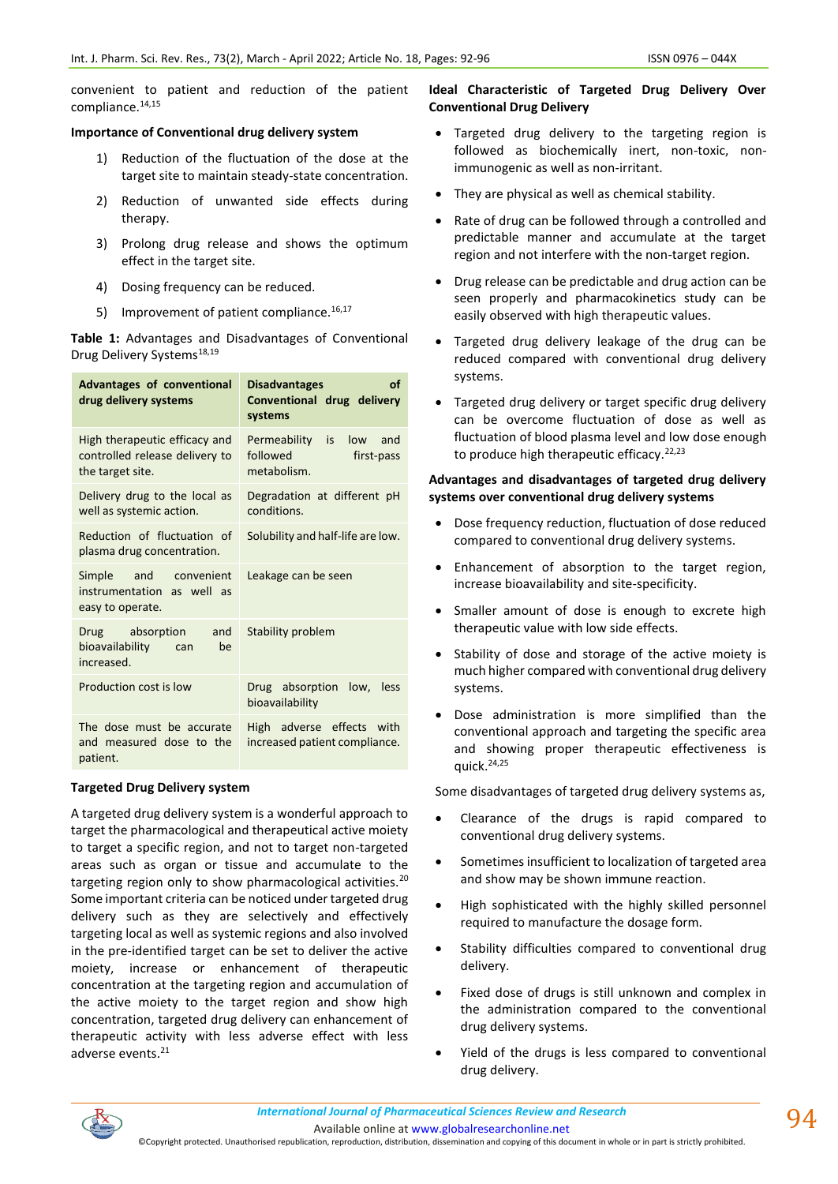convenient to patient and reduction of the patient compliance.[14,15]

**Importance of Conventional drug delivery system**

1) Reduction of the fluctuation of the dose at the target site to maintain steady-state concentration.
2) Reduction of unwanted side effects during therapy.
3) Prolong drug release and shows the optimum effect in the target site.
4) Dosing frequency can be reduced.
5) Improvement of patient compliance.[16,17]

**Table 1:** Advantages and Disadvantages of Conventional Drug Delivery Systems[18,19]

| Advantages of conventional drug delivery systems | Disadvantages of Conventional drug delivery systems |
|---|---|
| High therapeutic efficacy and controlled release delivery to the target site. | Permeability is low and followed first-pass metabolism. |
| Delivery drug to the local as well as systemic action. | Degradation at different pH conditions. |
| Reduction of fluctuation of plasma drug concentration. | Solubility and half-life are low. |
| Simple and convenient instrumentation as well as easy to operate. | Leakage can be seen |
| Drug absorption and bioavailability can be increased. | Stability problem |
| Production cost is low | Drug absorption low, less bioavailability |
| The dose must be accurate and measured dose to the patient. | High adverse effects with increased patient compliance. |

**Targeted Drug Delivery system**

A targeted drug delivery system is a wonderful approach to target the pharmacological and therapeutical active moiety to target a specific region, and not to target non-targeted areas such as organ or tissue and accumulate to the targeting region only to show pharmacological activities.[20] Some important criteria can be noticed under targeted drug delivery such as they are selectively and effectively targeting local as well as systemic regions and also involved in the pre-identified target can be set to deliver the active moiety, increase or enhancement of therapeutic concentration at the targeting region and accumulation of the active moiety to the target region and show high concentration, targeted drug delivery can enhancement of therapeutic activity with less adverse effect with less adverse events.[21]

**Ideal Characteristic of Targeted Drug Delivery Over Conventional Drug Delivery**

- Targeted drug delivery to the targeting region is followed as biochemically inert, non-toxic, non-immunogenic as well as non-irritant.
- They are physical as well as chemical stability.
- Rate of drug can be followed through a controlled and predictable manner and accumulate at the target region and not interfere with the non-target region.
- Drug release can be predictable and drug action can be seen properly and pharmacokinetics study can be easily observed with high therapeutic values.
- Targeted drug delivery leakage of the drug can be reduced compared with conventional drug delivery systems.
- Targeted drug delivery or target specific drug delivery can be overcome fluctuation of dose as well as fluctuation of blood plasma level and low dose enough to produce high therapeutic efficacy.[22,23]

**Advantages and disadvantages of targeted drug delivery systems over conventional drug delivery systems**

- Dose frequency reduction, fluctuation of dose reduced compared to conventional drug delivery systems.
- Enhancement of absorption to the target region, increase bioavailability and site-specificity.
- Smaller amount of dose is enough to excrete high therapeutic value with low side effects.
- Stability of dose and storage of the active moiety is much higher compared with conventional drug delivery systems.
- Dose administration is more simplified than the conventional approach and targeting the specific area and showing proper therapeutic effectiveness is quick.[24,25]

Some disadvantages of targeted drug delivery systems as,

- Clearance of the drugs is rapid compared to conventional drug delivery systems.
- Sometimes insufficient to localization of targeted area and show may be shown immune reaction.
- High sophisticated with the highly skilled personnel required to manufacture the dosage form.
- Stability difficulties compared to conventional drug delivery.
- Fixed dose of drugs is still unknown and complex in the administration compared to the conventional drug delivery systems.
- Yield of the drugs is less compared to conventional drug delivery.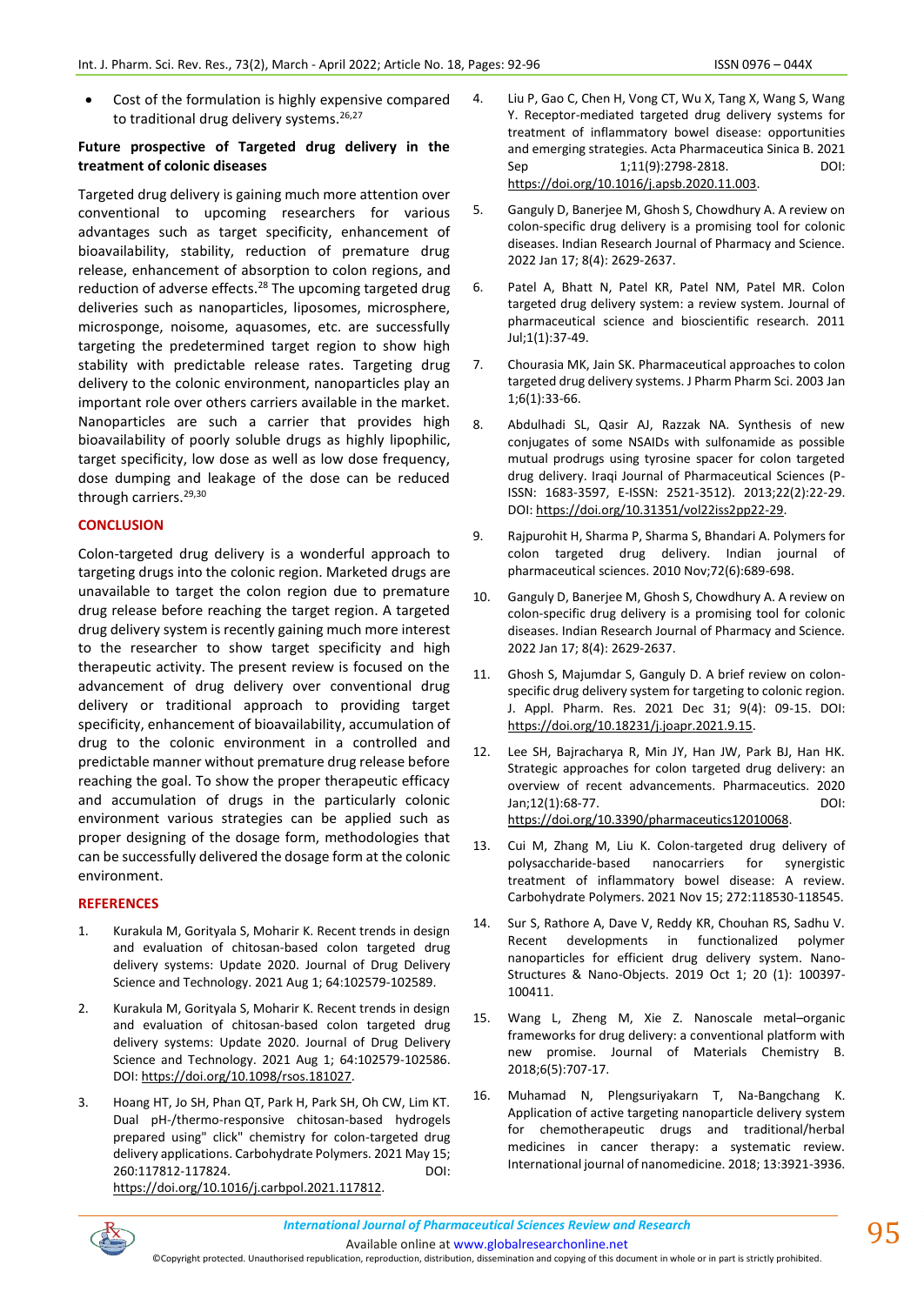- Cost of the formulation is highly expensive compared to traditional drug delivery systems.[26,27]

## Future prospective of Targeted drug delivery in the treatment of colonic diseases

Targeted drug delivery is gaining much more attention over conventional to upcoming researchers for various advantages such as target specificity, enhancement of bioavailability, stability, reduction of premature drug release, enhancement of absorption to colon regions, and reduction of adverse effects.[28] The upcoming targeted drug deliveries such as nanoparticles, liposomes, microsphere, microsponge, noisome, aquasomes, etc. are successfully targeting the predetermined target region to show high stability with predictable release rates. Targeting drug delivery to the colonic environment, nanoparticles play an important role over others carriers available in the market. Nanoparticles are such a carrier that provides high bioavailability of poorly soluble drugs as highly lipophilic, target specificity, low dose as well as low dose frequency, dose dumping and leakage of the dose can be reduced through carriers.[29,30]

## CONCLUSION

Colon-targeted drug delivery is a wonderful approach to targeting drugs into the colonic region. Marketed drugs are unavailable to target the colon region due to premature drug release before reaching the target region. A targeted drug delivery system is recently gaining much more interest to the researcher to show target specificity and high therapeutic activity. The present review is focused on the advancement of drug delivery over conventional drug delivery or traditional approach to providing target specificity, enhancement of bioavailability, accumulation of drug to the colonic environment in a controlled and predictable manner without premature drug release before reaching the goal. To show the proper therapeutic efficacy and accumulation of drugs in the particularly colonic environment various strategies can be applied such as proper designing of the dosage form, methodologies that can be successfully delivered the dosage form at the colonic environment.

## REFERENCES

1. Kurakula M, Gorityala S, Moharir K. Recent trends in design and evaluation of chitosan-based colon targeted drug delivery systems: Update 2020. Journal of Drug Delivery Science and Technology. 2021 Aug 1; 64:102579-102589.
2. Kurakula M, Gorityala S, Moharir K. Recent trends in design and evaluation of chitosan-based colon targeted drug delivery systems: Update 2020. Journal of Drug Delivery Science and Technology. 2021 Aug 1; 64:102579-102586. DOI: https://doi.org/10.1098/rsos.181027.
3. Hoang HT, Jo SH, Phan QT, Park H, Park SH, Oh CW, Lim KT. Dual pH-/thermo-responsive chitosan-based hydrogels prepared using" click" chemistry for colon-targeted drug delivery applications. Carbohydrate Polymers. 2021 May 15; 260:117812-117824. DOI: https://doi.org/10.1016/j.carbpol.2021.117812.
4. Liu P, Gao C, Chen H, Vong CT, Wu X, Tang X, Wang S, Wang Y. Receptor-mediated targeted drug delivery systems for treatment of inflammatory bowel disease: opportunities and emerging strategies. Acta Pharmaceutica Sinica B. 2021 Sep 1;11(9):2798-2818. DOI: https://doi.org/10.1016/j.apsb.2020.11.003.
5. Ganguly D, Banerjee M, Ghosh S, Chowdhury A. A review on colon-specific drug delivery is a promising tool for colonic diseases. Indian Research Journal of Pharmacy and Science. 2022 Jan 17; 8(4): 2629-2637.
6. Patel A, Bhatt N, Patel KR, Patel NM, Patel MR. Colon targeted drug delivery system: a review system. Journal of pharmaceutical science and bioscientific research. 2011 Jul;1(1):37-49.
7. Chourasia MK, Jain SK. Pharmaceutical approaches to colon targeted drug delivery systems. J Pharm Pharm Sci. 2003 Jan 1;6(1):33-66.
8. Abdulhadi SL, Qasir AJ, Razzak NA. Synthesis of new conjugates of some NSAIDs with sulfonamide as possible mutual prodrugs using tyrosine spacer for colon targeted drug delivery. Iraqi Journal of Pharmaceutical Sciences (P-ISSN: 1683-3597, E-ISSN: 2521-3512). 2013;22(2):22-29. DOI: https://doi.org/10.31351/vol22iss2pp22-29.
9. Rajpurohit H, Sharma P, Sharma S, Bhandari A. Polymers for colon targeted drug delivery. Indian journal of pharmaceutical sciences. 2010 Nov;72(6):689-698.
10. Ganguly D, Banerjee M, Ghosh S, Chowdhury A. A review on colon-specific drug delivery is a promising tool for colonic diseases. Indian Research Journal of Pharmacy and Science. 2022 Jan 17; 8(4): 2629-2637.
11. Ghosh S, Majumdar S, Ganguly D. A brief review on colon-specific drug delivery system for targeting to colonic region. J. Appl. Pharm. Res. 2021 Dec 31; 9(4): 09-15. DOI: https://doi.org/10.18231/j.joapr.2021.9.15.
12. Lee SH, Bajracharya R, Min JY, Han JW, Park BJ, Han HK. Strategic approaches for colon targeted drug delivery: an overview of recent advancements. Pharmaceutics. 2020 Jan;12(1):68-77. DOI: https://doi.org/10.3390/pharmaceutics12010068.
13. Cui M, Zhang M, Liu K. Colon-targeted drug delivery of polysaccharide-based nanocarriers for synergistic treatment of inflammatory bowel disease: A review. Carbohydrate Polymers. 2021 Nov 15; 272:118530-118545.
14. Sur S, Rathore A, Dave V, Reddy KR, Chouhan RS, Sadhu V. Recent developments in functionalized polymer nanoparticles for efficient drug delivery system. Nano-Structures & Nano-Objects. 2019 Oct 1; 20 (1): 100397-100411.
15. Wang L, Zheng M, Xie Z. Nanoscale metal–organic frameworks for drug delivery: a conventional platform with new promise. Journal of Materials Chemistry B. 2018;6(5):707-17.
16. Muhamad N, Plengsuriyakarn T, Na-Bangchang K. Application of active targeting nanoparticle delivery system for chemotherapeutic drugs and traditional/herbal medicines in cancer therapy: a systematic review. International journal of nanomedicine. 2018; 13:3921-3936.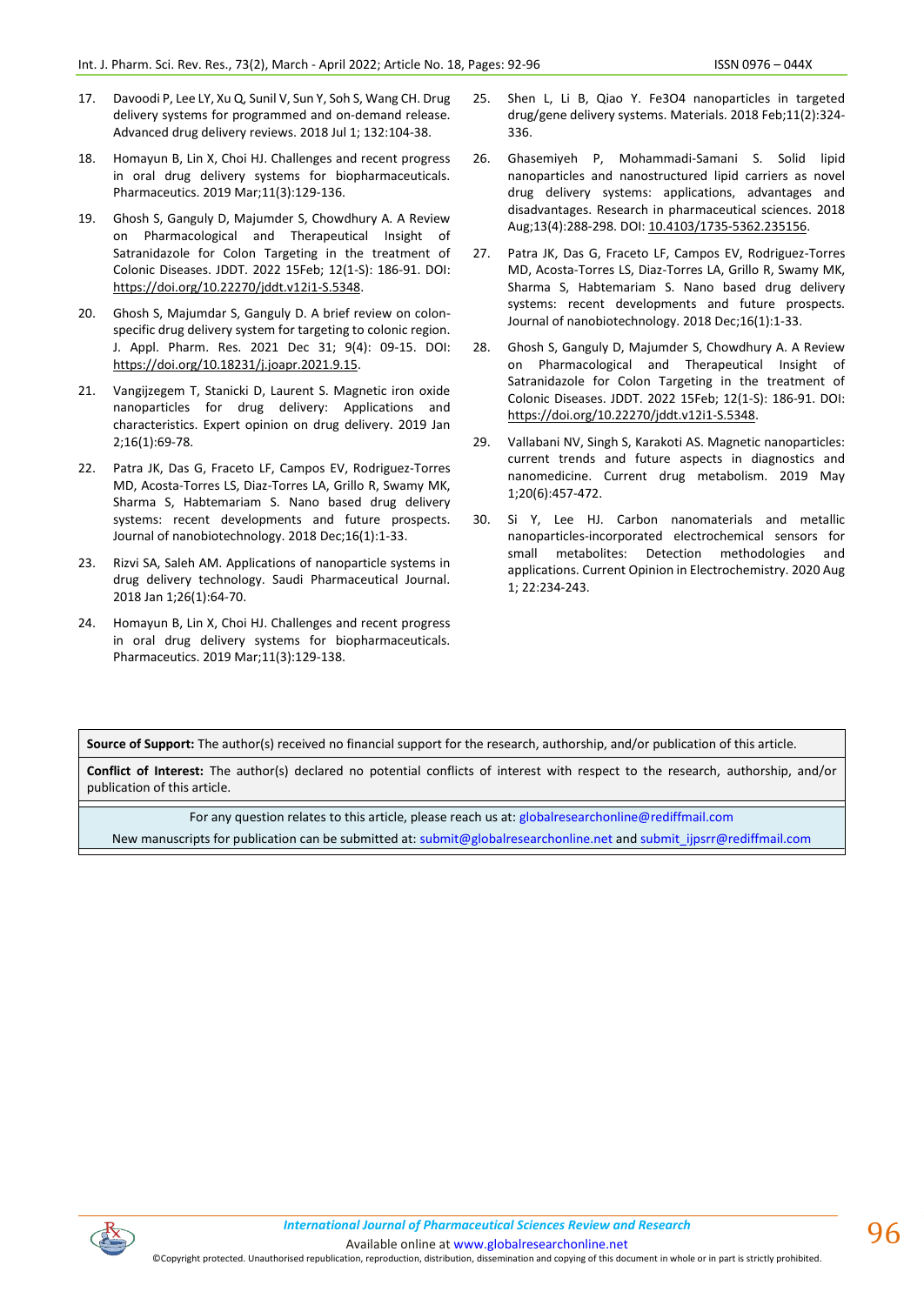17. Davoodi P, Lee LY, Xu Q, Sunil V, Sun Y, Soh S, Wang CH. Drug delivery systems for programmed and on-demand release. Advanced drug delivery reviews. 2018 Jul 1; 132:104-38.

18. Homayun B, Lin X, Choi HJ. Challenges and recent progress in oral drug delivery systems for biopharmaceuticals. Pharmaceutics. 2019 Mar;11(3):129-136.

19. Ghosh S, Ganguly D, Majumder S, Chowdhury A. A Review on Pharmacological and Therapeutical Insight of Satranidazole for Colon Targeting in the treatment of Colonic Diseases. JDDT. 2022 15Feb; 12(1-S): 186-91. DOI: https://doi.org/10.22270/jddt.v12i1-S.5348.

20. Ghosh S, Majumdar S, Ganguly D. A brief review on colon-specific drug delivery system for targeting to colonic region. J. Appl. Pharm. Res. 2021 Dec 31; 9(4): 09-15. DOI: https://doi.org/10.18231/j.joapr.2021.9.15.

21. Vangijzegem T, Stanicki D, Laurent S. Magnetic iron oxide nanoparticles for drug delivery: Applications and characteristics. Expert opinion on drug delivery. 2019 Jan 2;16(1):69-78.

22. Patra JK, Das G, Fraceto LF, Campos EV, Rodriguez-Torres MD, Acosta-Torres LS, Diaz-Torres LA, Grillo R, Swamy MK, Sharma S, Habtemariam S. Nano based drug delivery systems: recent developments and future prospects. Journal of nanobiotechnology. 2018 Dec;16(1):1-33.

23. Rizvi SA, Saleh AM. Applications of nanoparticle systems in drug delivery technology. Saudi Pharmaceutical Journal. 2018 Jan 1;26(1):64-70.

24. Homayun B, Lin X, Choi HJ. Challenges and recent progress in oral drug delivery systems for biopharmaceuticals. Pharmaceutics. 2019 Mar;11(3):129-138.

25. Shen L, Li B, Qiao Y. Fe3O4 nanoparticles in targeted drug/gene delivery systems. Materials. 2018 Feb;11(2):324-336.

26. Ghasemiyeh P, Mohammadi-Samani S. Solid lipid nanoparticles and nanostructured lipid carriers as novel drug delivery systems: applications, advantages and disadvantages. Research in pharmaceutical sciences. 2018 Aug;13(4):288-298. DOI: 10.4103/1735-5362.235156.

27. Patra JK, Das G, Fraceto LF, Campos EV, Rodriguez-Torres MD, Acosta-Torres LS, Diaz-Torres LA, Grillo R, Swamy MK, Sharma S, Habtemariam S. Nano based drug delivery systems: recent developments and future prospects. Journal of nanobiotechnology. 2018 Dec;16(1):1-33.

28. Ghosh S, Ganguly D, Majumder S, Chowdhury A. A Review on Pharmacological and Therapeutical Insight of Satranidazole for Colon Targeting in the treatment of Colonic Diseases. JDDT. 2022 15Feb; 12(1-S): 186-91. DOI: https://doi.org/10.22270/jddt.v12i1-S.5348.

29. Vallabani NV, Singh S, Karakoti AS. Magnetic nanoparticles: current trends and future aspects in diagnostics and nanomedicine. Current drug metabolism. 2019 May 1;20(6):457-472.

30. Si Y, Lee HJ. Carbon nanomaterials and metallic nanoparticles-incorporated electrochemical sensors for small metabolites: Detection methodologies and applications. Current Opinion in Electrochemistry. 2020 Aug 1; 22:234-243.

**Source of Support:** The author(s) received no financial support for the research, authorship, and/or publication of this article.

**Conflict of Interest:** The author(s) declared no potential conflicts of interest with respect to the research, authorship, and/or publication of this article.

For any question relates to this article, please reach us at: globalresearchonline@rediffmail.com

New manuscripts for publication can be submitted at: submit@globalresearchonline.net and submit_ijpsrr@rediffmail.com